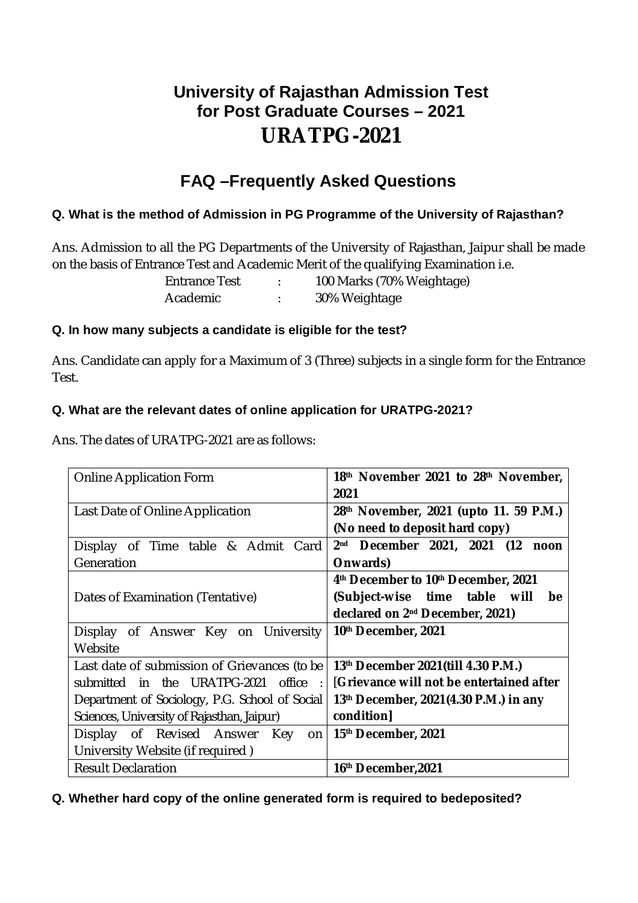# University of Rajasthan Admission Test for Post Graduate Courses – 2021

# URATPG-2021

## FAQ –Frequently Asked Questions

**Q. What is the method of Admission in PG Programme of the University of Rajasthan?**

Ans. Admission to all the PG Departments of the University of Rajasthan, Jaipur shall be made on the basis of Entrance Test and Academic Merit of the qualifying Examination i.e.

| | | |
|---|---|---|
| Entrance Test | : | 100 Marks (70% Weightage) |
| Academic | : | 30% Weightage |

**Q. In how many subjects a candidate is eligible for the test?**

Ans. Candidate can apply for a Maximum of 3 (Three) subjects in a single form for the Entrance Test.

**Q. What are the relevant dates of online application for URATPG-2021?**

Ans. The dates of URATPG-2021 are as follows:

| | |
|---|---|
| Online Application Form | **18th November 2021 to 28th November, 2021** |
| Last Date of Online Application | **28th November, 2021 (upto 11. 59 P.M.) (No need to deposit hard copy)** |
| Display of Time table & Admit Card Generation | **2nd December 2021, 2021 (12 noon Onwards)** |
| Dates of Examination (Tentative) | **4th December to 10th December, 2021 (Subject-wise time table will be declared on 2nd December, 2021)** |
| Display of Answer Key on University Website | **10th December, 2021** |
| Last date of submission of Grievances (to be submitted in the URATPG-2021 office : Department of Sociology, P.G. School of Social Sciences, University of Rajasthan, Jaipur) | **13th December 2021(till 4.30 P.M.) [Grievance will not be entertained after 13th December, 2021(4.30 P.M.) in any condition]** |
| Display of Revised Answer Key on University Website (if required ) | **15th December, 2021** |
| Result Declaration | **16th December,2021** |

**Q. Whether hard copy of the online generated form is required to bedeposited?**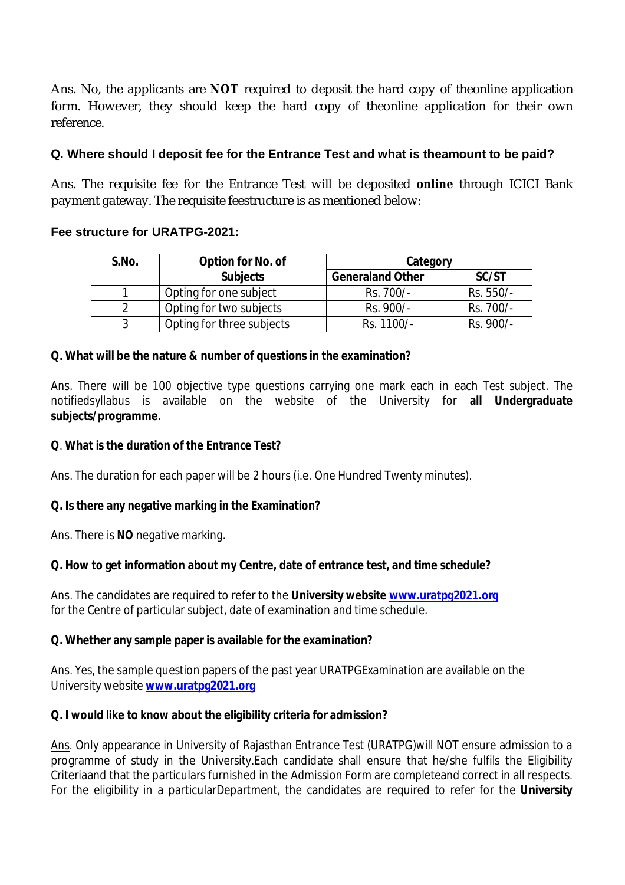Ans. No, the applicants are **NOT** required to deposit the hard copy of theonline application form. However, they should keep the hard copy of theonline application for their own reference.

**Q. Where should I deposit fee for the Entrance Test and what is theamount to be paid?**

Ans. The requisite fee for the Entrance Test will be deposited **online** through ICICI Bank payment gateway. The requisite feestructure is as mentioned below:

**Fee structure for URATPG-2021:**

| S.No. | Option for No. of Subjects | Category | |
|---|---|---|---|
| | | Generaland Other | SC/ST |
| 1 | Opting for one subject | Rs. 700/- | Rs. 550/- |
| 2 | Opting for two subjects | Rs. 900/- | Rs. 700/- |
| 3 | Opting for three subjects | Rs. 1100/- | Rs. 900/- |

**Q. What will be the nature & number of questions in the examination?**

Ans. There will be 100 objective type questions carrying one mark each in each Test subject. The notifiedsyllabus is available on the website of the University for **all Undergraduate subjects/programme.**

**Q. What is the duration of the Entrance Test?**

Ans. The duration for each paper will be 2 hours (i.e. One Hundred Twenty minutes).

**Q. Is there any negative marking in the Examination?**

Ans. There is **NO** negative marking.

**Q. How to get information about my Centre, date of entrance test, and time schedule?**

Ans. The candidates are required to refer to the **University website [www.uratpg2021.org](www.uratpg2021.org)** for the Centre of particular subject, date of examination and time schedule.

**Q. Whether any sample paper is available for the examination?**

Ans. Yes, the sample question papers of the past year URATPGExamination are available on the University website **[www.uratpg2021.org](www.uratpg2021.org)**

**Q. I would like to know about the eligibility criteria for admission?**

Ans. Only appearance in University of Rajasthan Entrance Test (URATPG)will NOT ensure admission to a programme of study in the University.Each candidate shall ensure that he/she fulfils the Eligibility Criteriaand that the particulars furnished in the Admission Form are completeand correct in all respects. For the eligibility in a particularDepartment, the candidates are required to refer for the **University**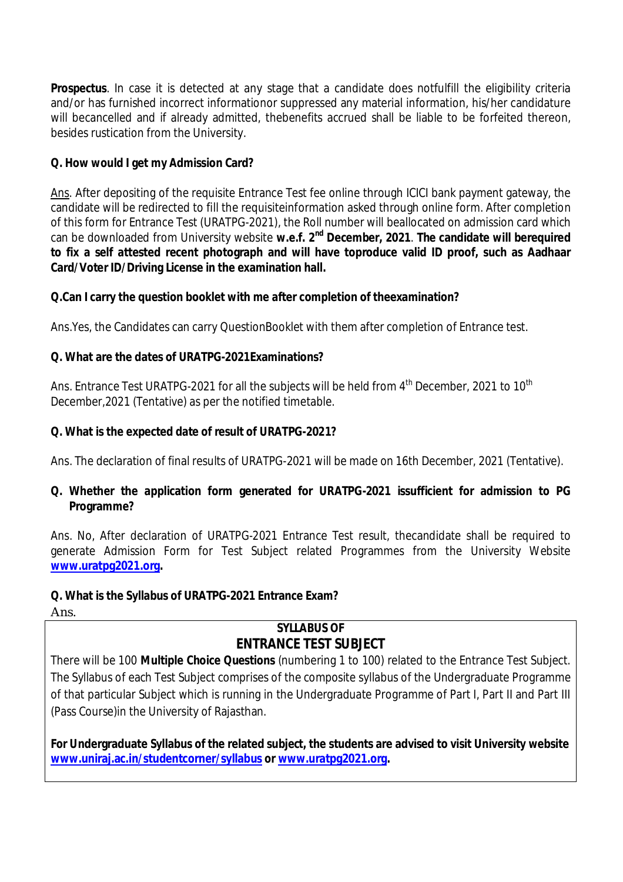**Prospectus**. In case it is detected at any stage that a candidate does notfulfill the eligibility criteria and/or has furnished incorrect informationor suppressed any material information, his/her candidature will becancelled and if already admitted, thebenefits accrued shall be liable to be forfeited thereon, besides rustication from the University.

**Q. How would I get my Admission Card?**

Ans. After depositing of the requisite Entrance Test fee online through ICICI bank payment gateway, the candidate will be redirected to fill the requisiteinformation asked through online form. After completion of this form for Entrance Test (URATPG-2021), the Roll number will beallocated on admission card which can be downloaded from University website **w.e.f. 2nd December, 2021**. **The candidate will berequired to fix a self attested recent photograph and will have toproduce valid ID proof, such as Aadhaar Card/Voter ID/Driving License in the examination hall.**

**Q.Can I carry the question booklet with me after completion of theexamination?**

Ans.Yes, the Candidates can carry QuestionBooklet with them after completion of Entrance test.

**Q. What are the dates of URATPG-2021Examinations?**

Ans. Entrance Test URATPG-2021 for all the subjects will be held from 4th December, 2021 to 10th December,2021 (Tentative) as per the notified timetable.

**Q. What is the expected date of result of URATPG-2021?**

Ans. The declaration of final results of URATPG-2021 will be made on 16th December, 2021 (Tentative).

**Q. Whether the application form generated for URATPG-2021 issufficient for admission to PG Programme?**

Ans. No, After declaration of URATPG-2021 Entrance Test result, thecandidate shall be required to generate Admission Form for Test Subject related Programmes from the University Website **www.uratpg2021.org.**

**Q. What is the Syllabus of URATPG-2021 Entrance Exam?**

Ans.

**SYLLABUS OF**

## ENTRANCE TEST SUBJECT

There will be 100 **Multiple Choice Questions** (numbering 1 to 100) related to the Entrance Test Subject. The Syllabus of each Test Subject comprises of the composite syllabus of the Undergraduate Programme of that particular Subject which is running in the Undergraduate Programme of Part I, Part II and Part III (Pass Course)in the University of Rajasthan.

**For Undergraduate Syllabus of the related subject, the students are advised to visit University website www.uniraj.ac.in/studentcorner/syllabus or www.uratpg2021.org.**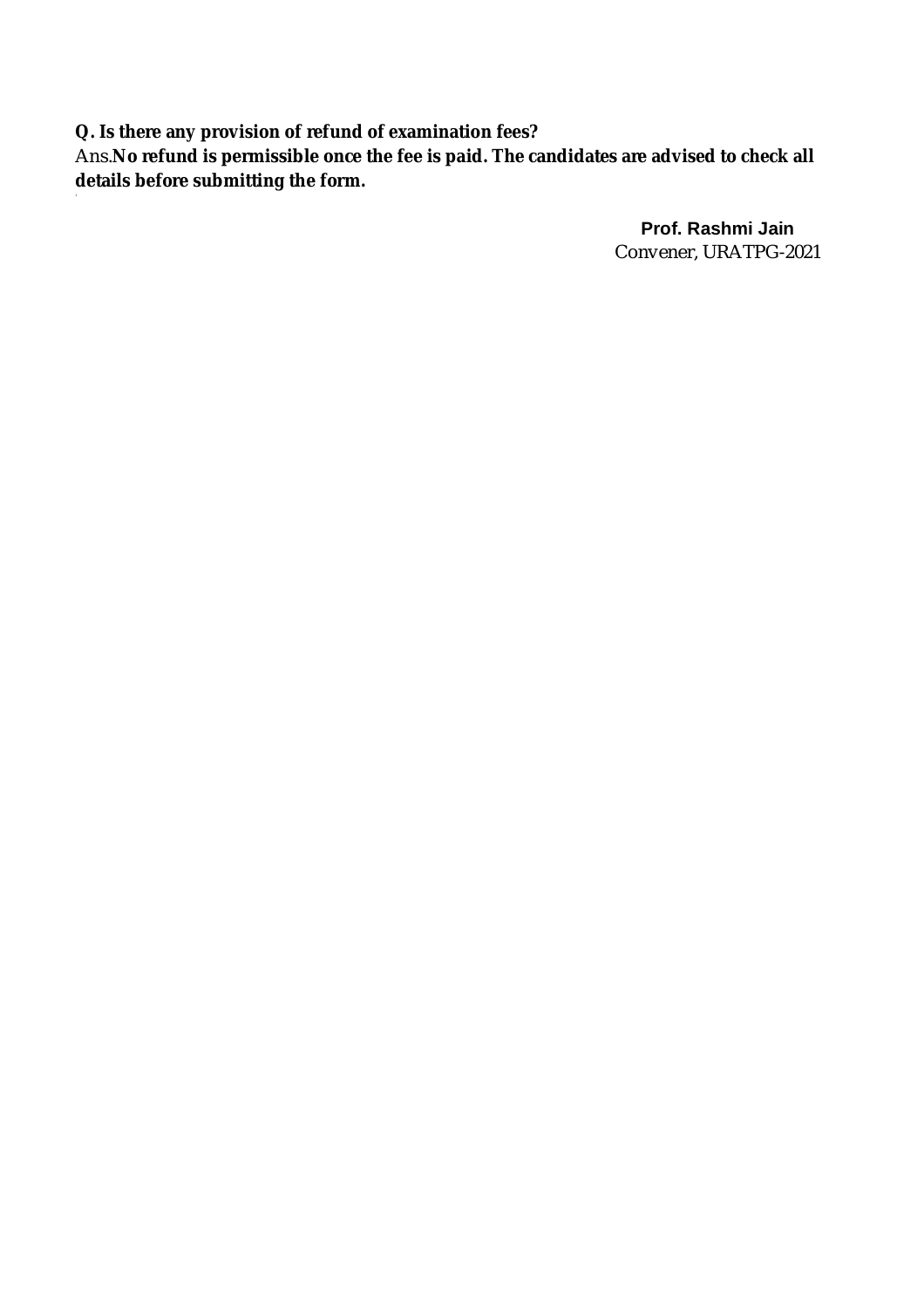**Q. Is there any provision of refund of examination fees?**

Ans.**No refund is permissible once the fee is paid. The candidates are advised to check all details before submitting the form.**

**Prof. Rashmi Jain**
Convener, URATPG-2021